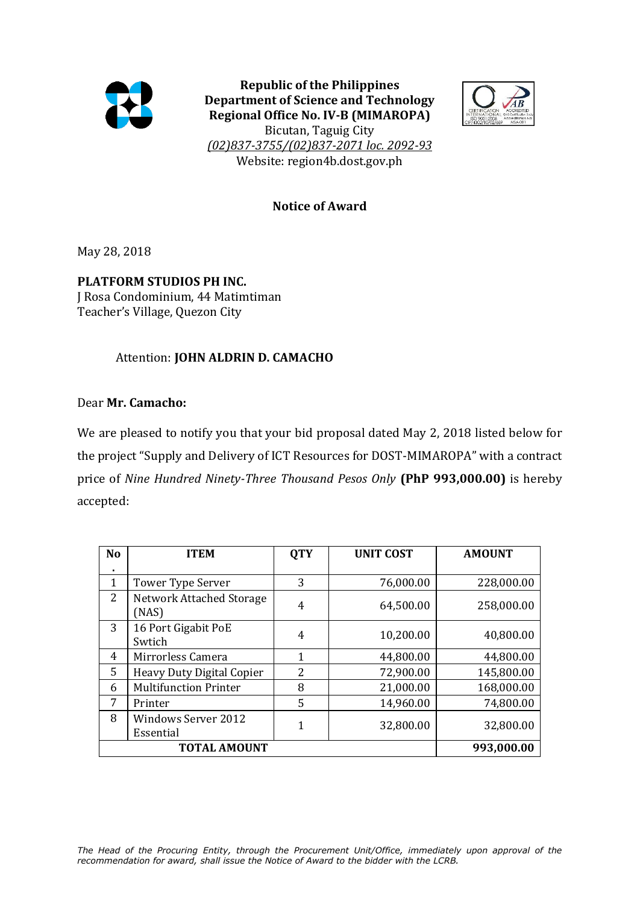**Republic of the Philippines**
**Department of Science and Technology**
**Regional Office No. IV-B (MIMAROPA)**
Bicutan, Taguig City
*(02)837-3755/(02)837-2071 loc. 2092-93*
Website: region4b.dost.gov.ph

## Notice of Award

May 28, 2018

**PLATFORM STUDIOS PH INC.**
J Rosa Condominium, 44 Matimtiman
Teacher's Village, Quezon City

Attention: **JOHN ALDRIN D. CAMACHO**

Dear **Mr. Camacho:**

We are pleased to notify you that your bid proposal dated May 2, 2018 listed below for the project "Supply and Delivery of ICT Resources for DOST-MIMAROPA" with a contract price of *Nine Hundred Ninety-Three Thousand Pesos Only* **(PhP 993,000.00)** is hereby accepted:

| No. | ITEM | QTY | UNIT COST | AMOUNT |
|---|---|---|---|---|
| 1 | Tower Type Server | 3 | 76,000.00 | 228,000.00 |
| 2 | Network Attached Storage (NAS) | 4 | 64,500.00 | 258,000.00 |
| 3 | 16 Port Gigabit PoE Swtich | 4 | 10,200.00 | 40,800.00 |
| 4 | Mirrorless Camera | 1 | 44,800.00 | 44,800.00 |
| 5 | Heavy Duty Digital Copier | 2 | 72,900.00 | 145,800.00 |
| 6 | Multifunction Printer | 8 | 21,000.00 | 168,000.00 |
| 7 | Printer | 5 | 14,960.00 | 74,800.00 |
| 8 | Windows Server 2012 Essential | 1 | 32,800.00 | 32,800.00 |
| **TOTAL AMOUNT** | | | | **993,000.00** |

*The Head of the Procuring Entity, through the Procurement Unit/Office, immediately upon approval of the recommendation for award, shall issue the Notice of Award to the bidder with the LCRB.*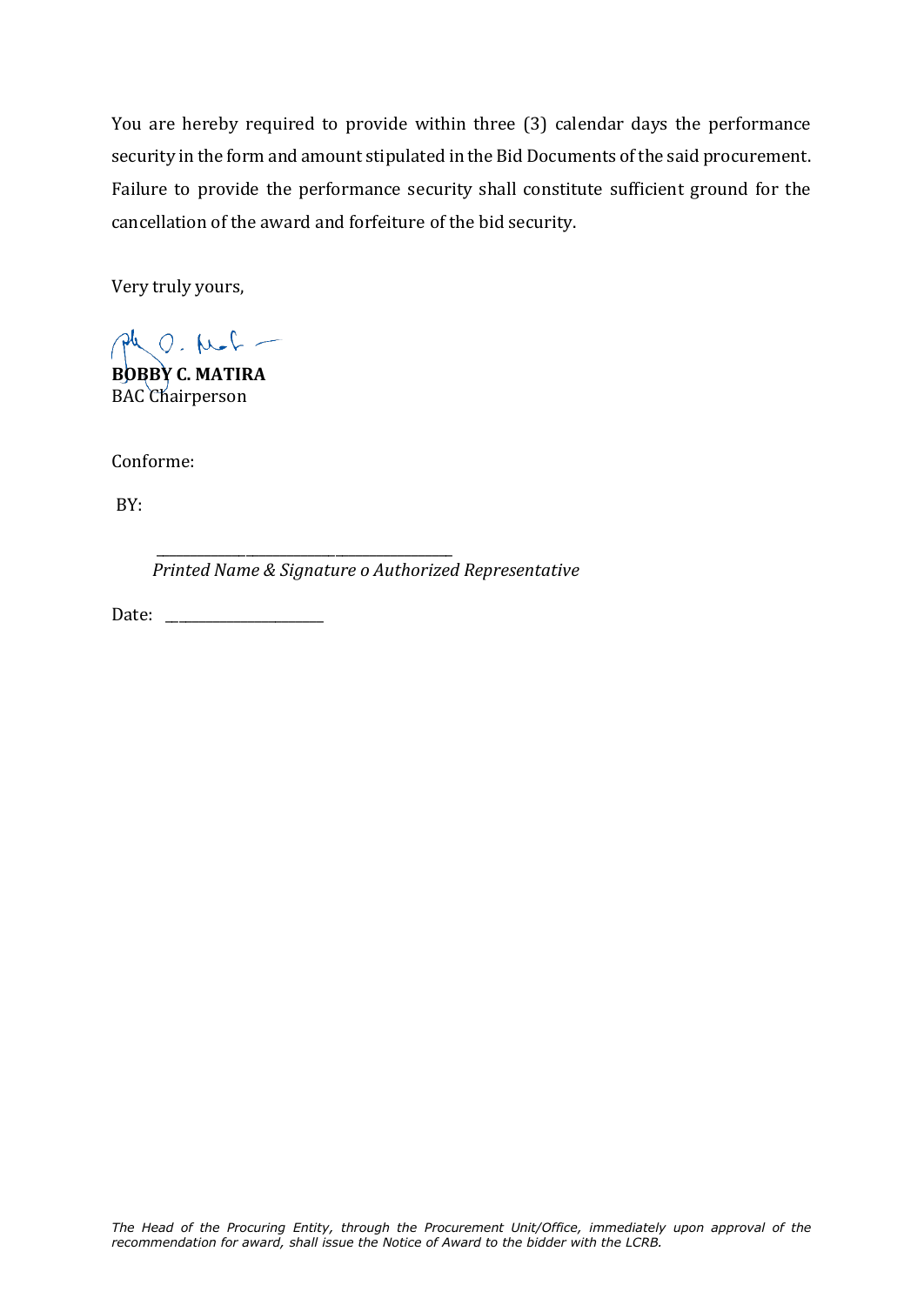You are hereby required to provide within three (3) calendar days the performance security in the form and amount stipulated in the Bid Documents of the said procurement. Failure to provide the performance security shall constitute sufficient ground for the cancellation of the award and forfeiture of the bid security.

Very truly yours,

**BOBBY C. MATIRA**
BAC Chairperson

Conforme:

BY:

_______________________________________
*Printed Name & Signature o Authorized Representative*

Date: ____________________

*The Head of the Procuring Entity, through the Procurement Unit/Office, immediately upon approval of the recommendation for award, shall issue the Notice of Award to the bidder with the LCRB.*